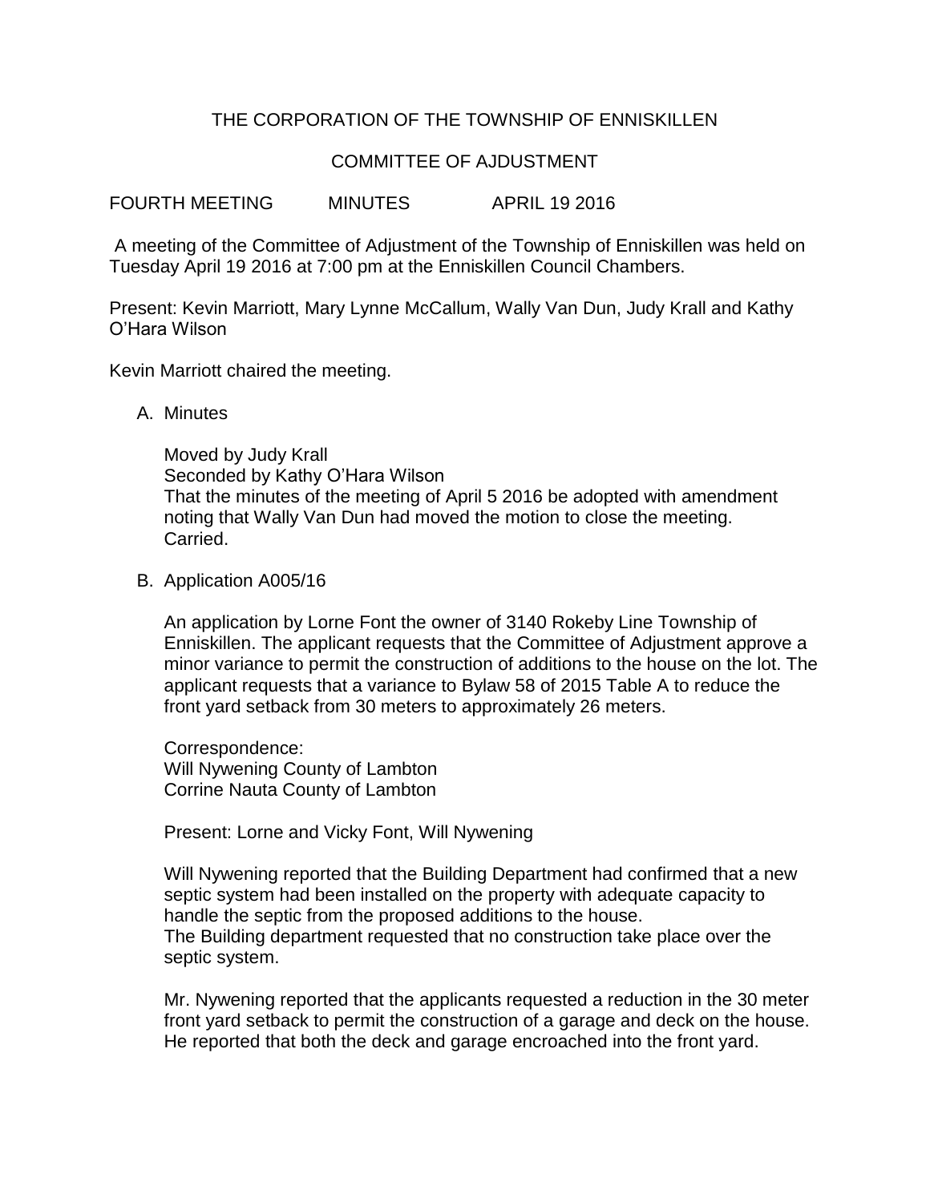# THE CORPORATION OF THE TOWNSHIP OF ENNISKILLEN

## COMMITTEE OF AJDUSTMENT

FOURTH MEETING MINUTES APRIL 19 2016

A meeting of the Committee of Adjustment of the Township of Enniskillen was held on Tuesday April 19 2016 at 7:00 pm at the Enniskillen Council Chambers.

Present: Kevin Marriott, Mary Lynne McCallum, Wally Van Dun, Judy Krall and Kathy O'Hara Wilson

Kevin Marriott chaired the meeting.

A. Minutes

   Moved by Judy Krall
   Seconded by Kathy O'Hara Wilson
   That the minutes of the meeting of April 5 2016 be adopted with amendment noting that Wally Van Dun had moved the motion to close the meeting.
   Carried.

B. Application A005/16

   An application by Lorne Font the owner of 3140 Rokeby Line Township of Enniskillen. The applicant requests that the Committee of Adjustment approve a minor variance to permit the construction of additions to the house on the lot. The applicant requests that a variance to Bylaw 58 of 2015 Table A to reduce the front yard setback from 30 meters to approximately 26 meters.

   Correspondence:
   Will Nywening County of Lambton
   Corrine Nauta County of Lambton

   Present: Lorne and Vicky Font, Will Nywening

   Will Nywening reported that the Building Department had confirmed that a new septic system had been installed on the property with adequate capacity to handle the septic from the proposed additions to the house.
   The Building department requested that no construction take place over the septic system.

   Mr. Nywening reported that the applicants requested a reduction in the 30 meter front yard setback to permit the construction of a garage and deck on the house. He reported that both the deck and garage encroached into the front yard.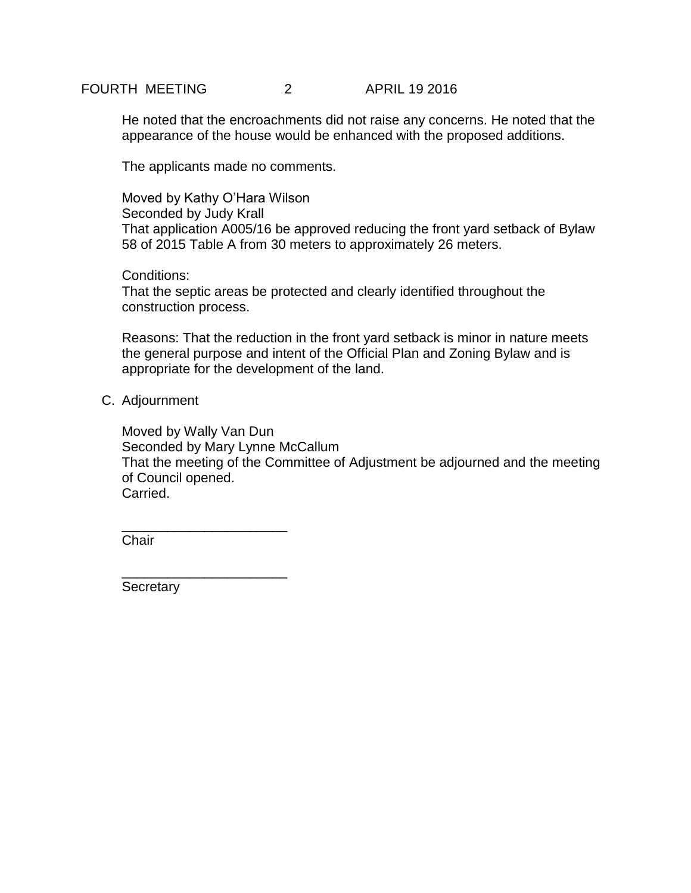He noted that the encroachments did not raise any concerns. He noted that the appearance of the house would be enhanced with the proposed additions.

The applicants made no comments.

Moved by Kathy O'Hara Wilson
Seconded by Judy Krall
That application A005/16 be approved reducing the front yard setback of Bylaw 58 of 2015 Table A from 30 meters to approximately 26 meters.

Conditions:
That the septic areas be protected and clearly identified throughout the construction process.

Reasons: That the reduction in the front yard setback is minor in nature meets the general purpose and intent of the Official Plan and Zoning Bylaw and is appropriate for the development of the land.

C. Adjournment

Moved by Wally Van Dun
Seconded by Mary Lynne McCallum
That the meeting of the Committee of Adjustment be adjourned and the meeting of Council opened.
Carried.

______________________
Chair

______________________
Secretary